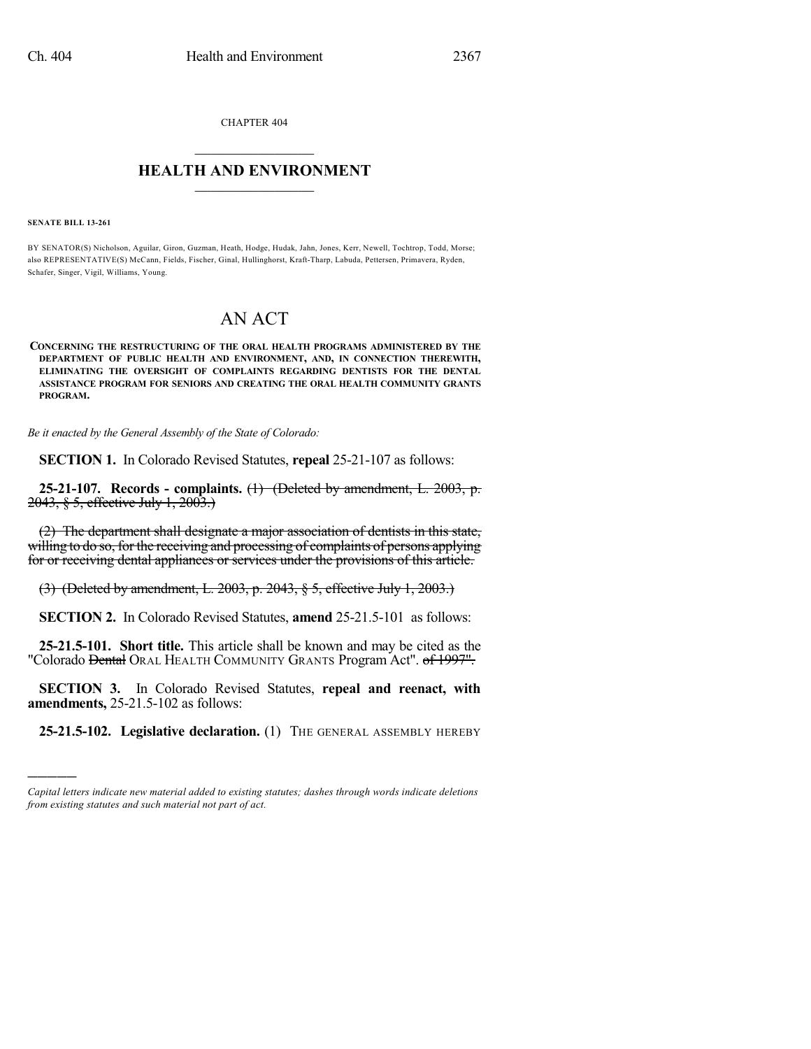CHAPTER 404

# HEALTH AND ENVIRONMENT

**SENATE BILL 13-261**

BY SENATOR(S) Nicholson, Aguilar, Giron, Guzman, Heath, Hodge, Hudak, Jahn, Jones, Kerr, Newell, Tochtrop, Todd, Morse; also REPRESENTATIVE(S) McCann, Fields, Fischer, Ginal, Hullinghorst, Kraft-Tharp, Labuda, Pettersen, Primavera, Ryden, Schafer, Singer, Vigil, Williams, Young.

# AN ACT

**CONCERNING THE RESTRUCTURING OF THE ORAL HEALTH PROGRAMS ADMINISTERED BY THE DEPARTMENT OF PUBLIC HEALTH AND ENVIRONMENT, AND, IN CONNECTION THEREWITH, ELIMINATING THE OVERSIGHT OF COMPLAINTS REGARDING DENTISTS FOR THE DENTAL ASSISTANCE PROGRAM FOR SENIORS AND CREATING THE ORAL HEALTH COMMUNITY GRANTS PROGRAM.**

*Be it enacted by the General Assembly of the State of Colorado:*

**SECTION 1.** In Colorado Revised Statutes, **repeal** 25-21-107 as follows:

**25-21-107. Records - complaints.** ~~(1) (Deleted by amendment, L. 2003, p. 2043, § 5, effective July 1, 2003.)~~

~~(2) The department shall designate a major association of dentists in this state, willing to do so, for the receiving and processing of complaints of persons applying for or receiving dental appliances or services under the provisions of this article.~~

~~(3) (Deleted by amendment, L. 2003, p. 2043, § 5, effective July 1, 2003.)~~

**SECTION 2.** In Colorado Revised Statutes, **amend** 25-21.5-101 as follows:

**25-21.5-101. Short title.** This article shall be known and may be cited as the "Colorado ~~Dental~~ ORAL HEALTH COMMUNITY GRANTS Program Act". ~~of 1997".~~

**SECTION 3.** In Colorado Revised Statutes, **repeal and reenact, with amendments,** 25-21.5-102 as follows:

**25-21.5-102. Legislative declaration.** (1) THE GENERAL ASSEMBLY HEREBY

---

*Capital letters indicate new material added to existing statutes; dashes through words indicate deletions from existing statutes and such material not part of act.*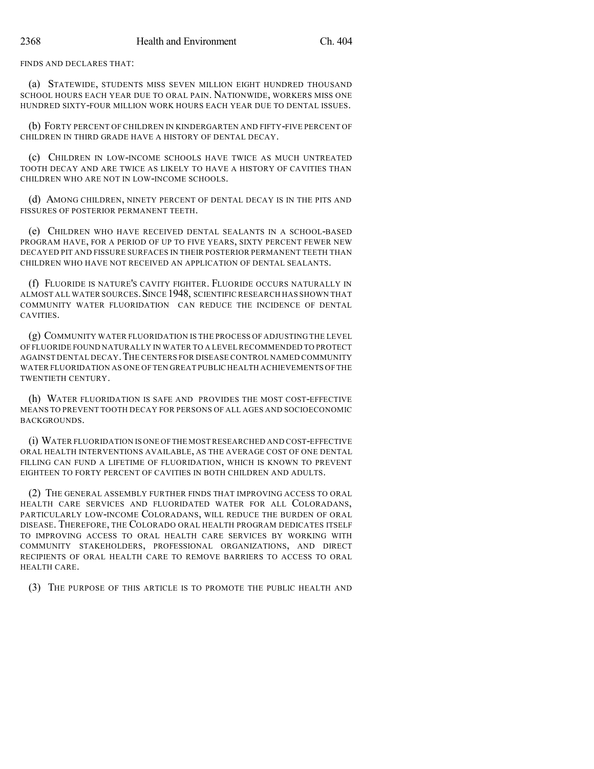FINDS AND DECLARES THAT:

(a) STATEWIDE, STUDENTS MISS SEVEN MILLION EIGHT HUNDRED THOUSAND SCHOOL HOURS EACH YEAR DUE TO ORAL PAIN. NATIONWIDE, WORKERS MISS ONE HUNDRED SIXTY-FOUR MILLION WORK HOURS EACH YEAR DUE TO DENTAL ISSUES.

(b) FORTY PERCENT OF CHILDREN IN KINDERGARTEN AND FIFTY-FIVE PERCENT OF CHILDREN IN THIRD GRADE HAVE A HISTORY OF DENTAL DECAY.

(c) CHILDREN IN LOW-INCOME SCHOOLS HAVE TWICE AS MUCH UNTREATED TOOTH DECAY AND ARE TWICE AS LIKELY TO HAVE A HISTORY OF CAVITIES THAN CHILDREN WHO ARE NOT IN LOW-INCOME SCHOOLS.

(d) AMONG CHILDREN, NINETY PERCENT OF DENTAL DECAY IS IN THE PITS AND FISSURES OF POSTERIOR PERMANENT TEETH.

(e) CHILDREN WHO HAVE RECEIVED DENTAL SEALANTS IN A SCHOOL-BASED PROGRAM HAVE, FOR A PERIOD OF UP TO FIVE YEARS, SIXTY PERCENT FEWER NEW DECAYED PIT AND FISSURE SURFACES IN THEIR POSTERIOR PERMANENT TEETH THAN CHILDREN WHO HAVE NOT RECEIVED AN APPLICATION OF DENTAL SEALANTS.

(f) FLUORIDE IS NATURE'S CAVITY FIGHTER. FLUORIDE OCCURS NATURALLY IN ALMOST ALL WATER SOURCES. SINCE 1948, SCIENTIFIC RESEARCH HAS SHOWN THAT COMMUNITY WATER FLUORIDATION CAN REDUCE THE INCIDENCE OF DENTAL CAVITIES.

(g) COMMUNITY WATER FLUORIDATION IS THE PROCESS OF ADJUSTING THE LEVEL OF FLUORIDE FOUND NATURALLY IN WATER TO A LEVEL RECOMMENDED TO PROTECT AGAINST DENTAL DECAY. THE CENTERS FOR DISEASE CONTROL NAMED COMMUNITY WATER FLUORIDATION AS ONE OF TEN GREAT PUBLIC HEALTH ACHIEVEMENTS OF THE TWENTIETH CENTURY.

(h) WATER FLUORIDATION IS SAFE AND PROVIDES THE MOST COST-EFFECTIVE MEANS TO PREVENT TOOTH DECAY FOR PERSONS OF ALL AGES AND SOCIOECONOMIC BACKGROUNDS.

(i) WATER FLUORIDATION IS ONE OF THE MOST RESEARCHED AND COST-EFFECTIVE ORAL HEALTH INTERVENTIONS AVAILABLE, AS THE AVERAGE COST OF ONE DENTAL FILLING CAN FUND A LIFETIME OF FLUORIDATION, WHICH IS KNOWN TO PREVENT EIGHTEEN TO FORTY PERCENT OF CAVITIES IN BOTH CHILDREN AND ADULTS.

(2) THE GENERAL ASSEMBLY FURTHER FINDS THAT IMPROVING ACCESS TO ORAL HEALTH CARE SERVICES AND FLUORIDATED WATER FOR ALL COLORADANS, PARTICULARLY LOW-INCOME COLORADANS, WILL REDUCE THE BURDEN OF ORAL DISEASE. THEREFORE, THE COLORADO ORAL HEALTH PROGRAM DEDICATES ITSELF TO IMPROVING ACCESS TO ORAL HEALTH CARE SERVICES BY WORKING WITH COMMUNITY STAKEHOLDERS, PROFESSIONAL ORGANIZATIONS, AND DIRECT RECIPIENTS OF ORAL HEALTH CARE TO REMOVE BARRIERS TO ACCESS TO ORAL HEALTH CARE.

(3) THE PURPOSE OF THIS ARTICLE IS TO PROMOTE THE PUBLIC HEALTH AND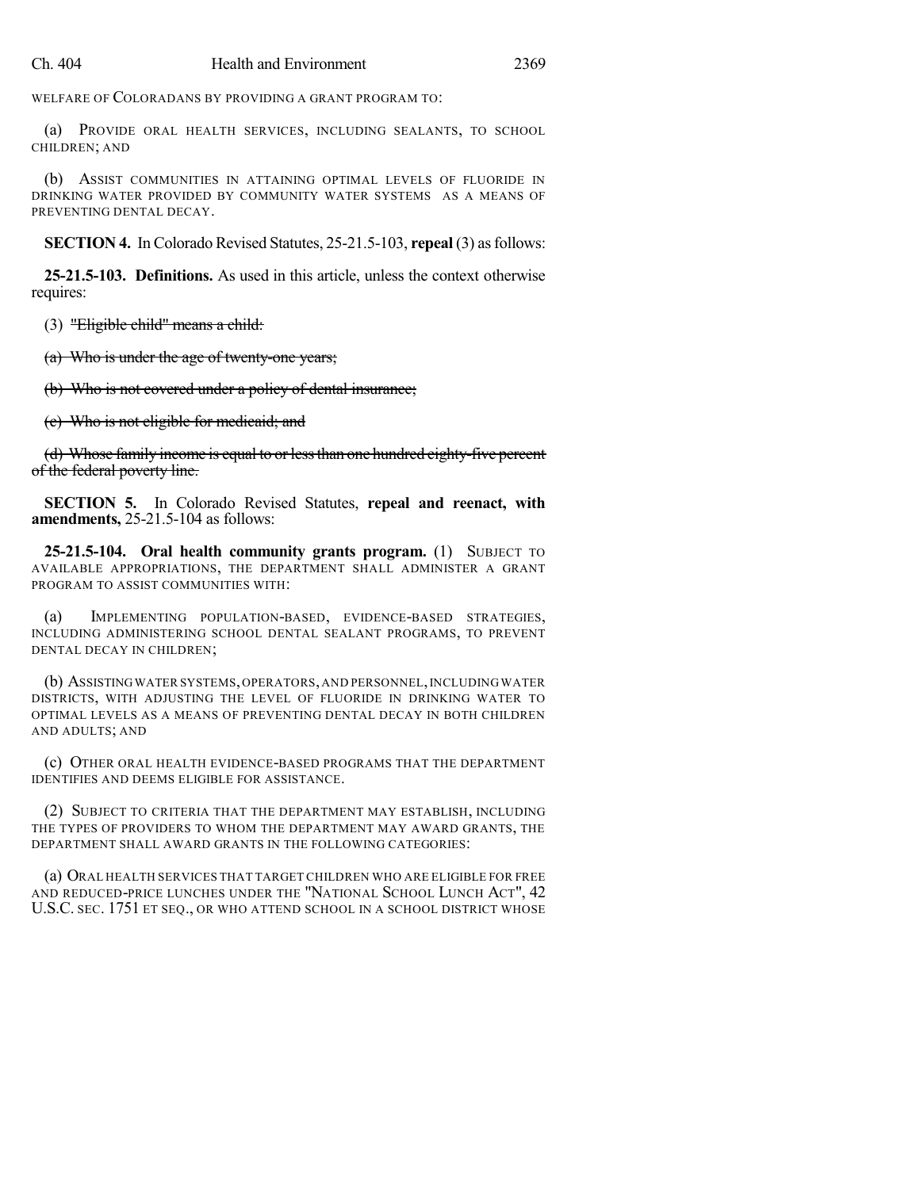WELFARE OF COLORADANS BY PROVIDING A GRANT PROGRAM TO:

(a) PROVIDE ORAL HEALTH SERVICES, INCLUDING SEALANTS, TO SCHOOL CHILDREN; AND

(b) ASSIST COMMUNITIES IN ATTAINING OPTIMAL LEVELS OF FLUORIDE IN DRINKING WATER PROVIDED BY COMMUNITY WATER SYSTEMS AS A MEANS OF PREVENTING DENTAL DECAY.

**SECTION 4.** In Colorado Revised Statutes, 25-21.5-103, **repeal** (3) as follows:

**25-21.5-103. Definitions.** As used in this article, unless the context otherwise requires:

(3) ~~"Eligible child" means a child:~~

~~(a) Who is under the age of twenty-one years;~~

~~(b) Who is not covered under a policy of dental insurance;~~

~~(c) Who is not eligible for medicaid; and~~

~~(d) Whose family income is equal to or less than one hundred eighty-five percent of the federal poverty line.~~

**SECTION 5.** In Colorado Revised Statutes, **repeal and reenact, with amendments,** 25-21.5-104 as follows:

**25-21.5-104. Oral health community grants program.** (1) SUBJECT TO AVAILABLE APPROPRIATIONS, THE DEPARTMENT SHALL ADMINISTER A GRANT PROGRAM TO ASSIST COMMUNITIES WITH:

(a) IMPLEMENTING POPULATION-BASED, EVIDENCE-BASED STRATEGIES, INCLUDING ADMINISTERING SCHOOL DENTAL SEALANT PROGRAMS, TO PREVENT DENTAL DECAY IN CHILDREN;

(b) ASSISTING WATER SYSTEMS, OPERATORS, AND PERSONNEL, INCLUDING WATER DISTRICTS, WITH ADJUSTING THE LEVEL OF FLUORIDE IN DRINKING WATER TO OPTIMAL LEVELS AS A MEANS OF PREVENTING DENTAL DECAY IN BOTH CHILDREN AND ADULTS; AND

(c) OTHER ORAL HEALTH EVIDENCE-BASED PROGRAMS THAT THE DEPARTMENT IDENTIFIES AND DEEMS ELIGIBLE FOR ASSISTANCE.

(2) SUBJECT TO CRITERIA THAT THE DEPARTMENT MAY ESTABLISH, INCLUDING THE TYPES OF PROVIDERS TO WHOM THE DEPARTMENT MAY AWARD GRANTS, THE DEPARTMENT SHALL AWARD GRANTS IN THE FOLLOWING CATEGORIES:

(a) ORAL HEALTH SERVICES THAT TARGET CHILDREN WHO ARE ELIGIBLE FOR FREE AND REDUCED-PRICE LUNCHES UNDER THE "NATIONAL SCHOOL LUNCH ACT", 42 U.S.C. SEC. 1751 ET SEQ., OR WHO ATTEND SCHOOL IN A SCHOOL DISTRICT WHOSE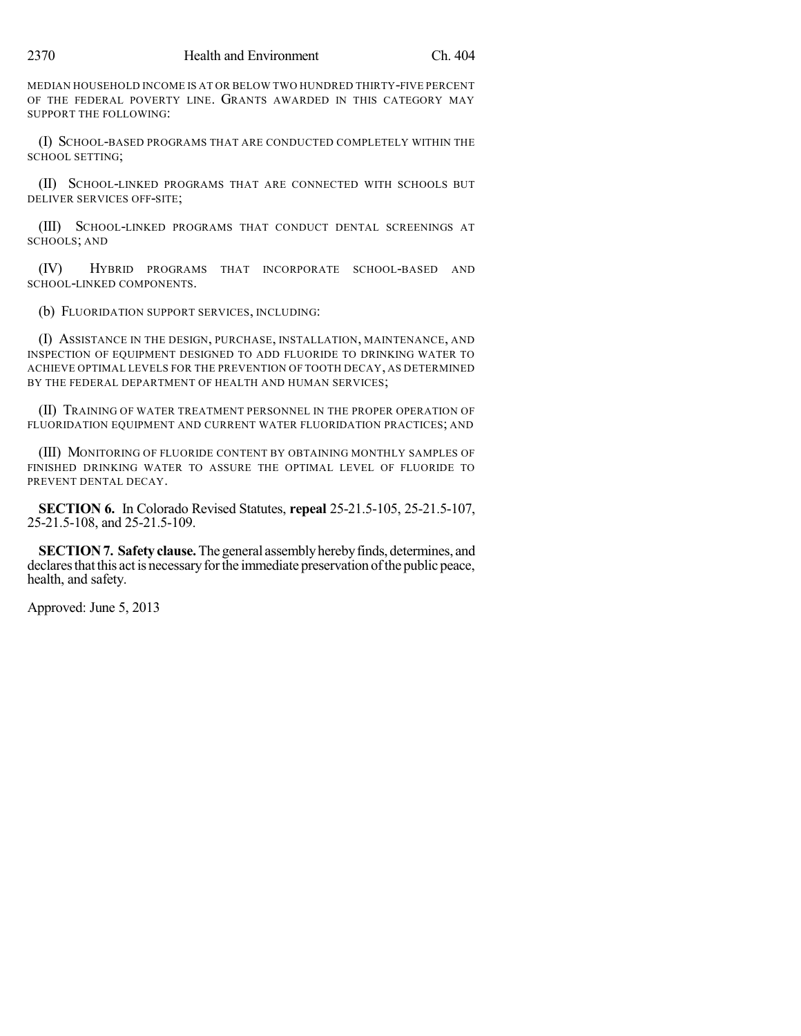MEDIAN HOUSEHOLD INCOME IS AT OR BELOW TWO HUNDRED THIRTY-FIVE PERCENT OF THE FEDERAL POVERTY LINE. GRANTS AWARDED IN THIS CATEGORY MAY SUPPORT THE FOLLOWING:

(I) SCHOOL-BASED PROGRAMS THAT ARE CONDUCTED COMPLETELY WITHIN THE SCHOOL SETTING;

(II) SCHOOL-LINKED PROGRAMS THAT ARE CONNECTED WITH SCHOOLS BUT DELIVER SERVICES OFF-SITE;

(III) SCHOOL-LINKED PROGRAMS THAT CONDUCT DENTAL SCREENINGS AT SCHOOLS; AND

(IV) HYBRID PROGRAMS THAT INCORPORATE SCHOOL-BASED AND SCHOOL-LINKED COMPONENTS.

(b) FLUORIDATION SUPPORT SERVICES, INCLUDING:

(I) ASSISTANCE IN THE DESIGN, PURCHASE, INSTALLATION, MAINTENANCE, AND INSPECTION OF EQUIPMENT DESIGNED TO ADD FLUORIDE TO DRINKING WATER TO ACHIEVE OPTIMAL LEVELS FOR THE PREVENTION OF TOOTH DECAY, AS DETERMINED BY THE FEDERAL DEPARTMENT OF HEALTH AND HUMAN SERVICES;

(II) TRAINING OF WATER TREATMENT PERSONNEL IN THE PROPER OPERATION OF FLUORIDATION EQUIPMENT AND CURRENT WATER FLUORIDATION PRACTICES; AND

(III) MONITORING OF FLUORIDE CONTENT BY OBTAINING MONTHLY SAMPLES OF FINISHED DRINKING WATER TO ASSURE THE OPTIMAL LEVEL OF FLUORIDE TO PREVENT DENTAL DECAY.

**SECTION 6.** In Colorado Revised Statutes, **repeal** 25-21.5-105, 25-21.5-107, 25-21.5-108, and 25-21.5-109.

**SECTION 7. Safety clause.** The general assembly hereby finds, determines, and declares that this act is necessary for the immediate preservation of the public peace, health, and safety.

Approved: June 5, 2013